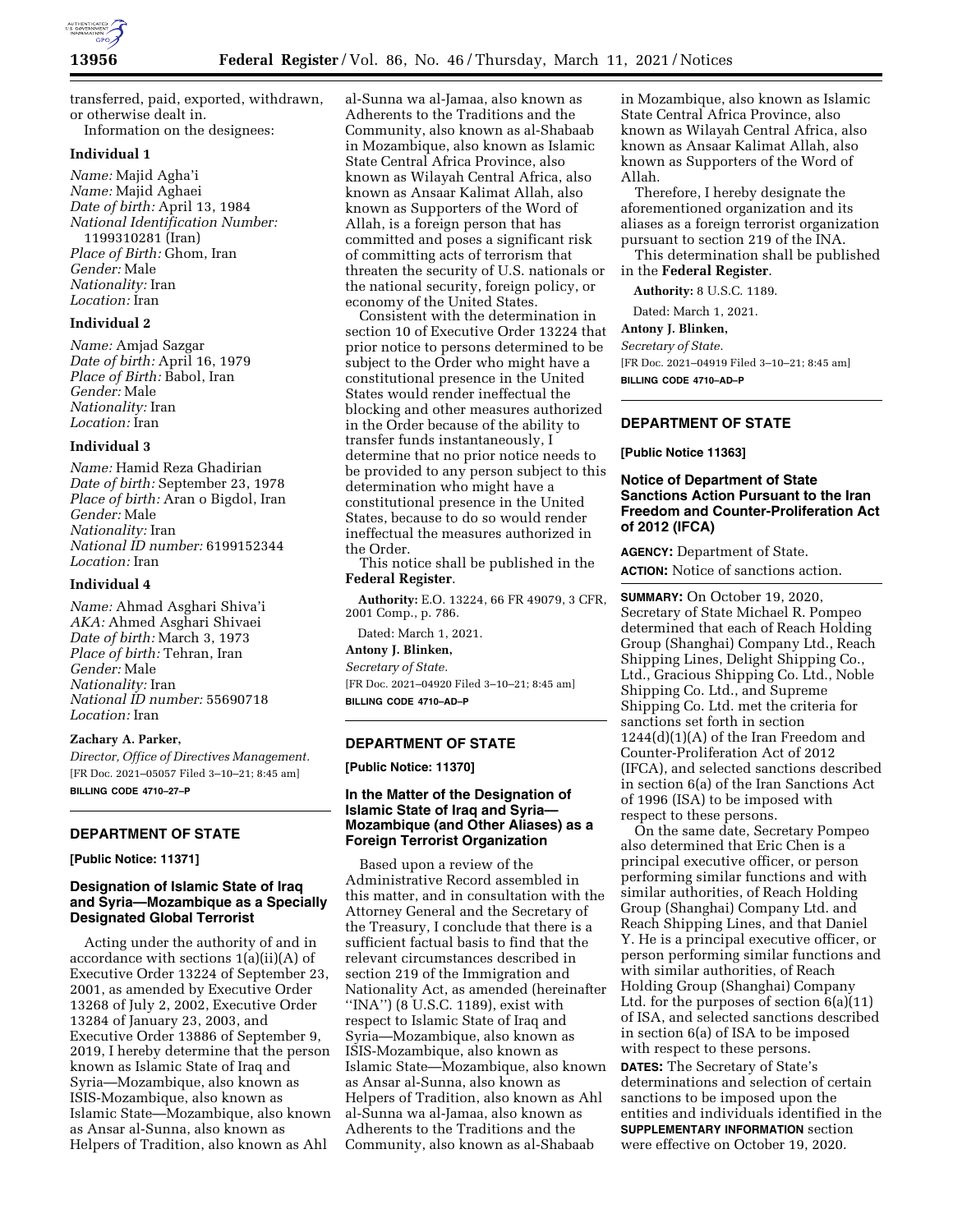transferred, paid, exported, withdrawn, or otherwise dealt in.

Information on the designees:

**Individual 1**

*Name:* Majid Agha'i
*Name:* Majid Aghaei
*Date of birth:* April 13, 1984
*National Identification Number:* 1199310281 (Iran)
*Place of Birth:* Ghom, Iran
*Gender:* Male
*Nationality:* Iran
*Location:* Iran

**Individual 2**

*Name:* Amjad Sazgar
*Date of birth:* April 16, 1979
*Place of Birth:* Babol, Iran
*Gender:* Male
*Nationality:* Iran
*Location:* Iran

**Individual 3**

*Name:* Hamid Reza Ghadirian
*Date of birth:* September 23, 1978
*Place of birth:* Aran o Bigdol, Iran
*Gender:* Male
*Nationality:* Iran
*National ID number:* 6199152344
*Location:* Iran

**Individual 4**

*Name:* Ahmad Asghari Shiva'i
*AKA:* Ahmed Asghari Shivaei
*Date of birth:* March 3, 1973
*Place of birth:* Tehran, Iran
*Gender:* Male
*Nationality:* Iran
*National ID number:* 55690718
*Location:* Iran

**Zachary A. Parker,**

*Director, Office of Directives Management.*

[FR Doc. 2021–05057 Filed 3–10–21; 8:45 am]

**BILLING CODE 4710–27–P**

## DEPARTMENT OF STATE

**[Public Notice: 11371]**

### Designation of Islamic State of Iraq and Syria—Mozambique as a Specially Designated Global Terrorist

Acting under the authority of and in accordance with sections 1(a)(ii)(A) of Executive Order 13224 of September 23, 2001, as amended by Executive Order 13268 of July 2, 2002, Executive Order 13284 of January 23, 2003, and Executive Order 13886 of September 9, 2019, I hereby determine that the person known as Islamic State of Iraq and Syria—Mozambique, also known as ISIS-Mozambique, also known as Islamic State—Mozambique, also known as Ansar al-Sunna, also known as Helpers of Tradition, also known as Ahl al-Sunna wa al-Jamaa, also known as Adherents to the Traditions and the Community, also known as al-Shabaab in Mozambique, also known as Islamic State Central Africa Province, also known as Wilayah Central Africa, also known as Ansaar Kalimat Allah, also known as Supporters of the Word of Allah, is a foreign person that has committed and poses a significant risk of committing acts of terrorism that threaten the security of U.S. nationals or the national security, foreign policy, or economy of the United States.

Consistent with the determination in section 10 of Executive Order 13224 that prior notice to persons determined to be subject to the Order who might have a constitutional presence in the United States would render ineffectual the blocking and other measures authorized in the Order because of the ability to transfer funds instantaneously, I determine that no prior notice needs to be provided to any person subject to this determination who might have a constitutional presence in the United States, because to do so would render ineffectual the measures authorized in the Order.

This notice shall be published in the **Federal Register**.

**Authority:** E.O. 13224, 66 FR 49079, 3 CFR, 2001 Comp., p. 786.

Dated: March 1, 2021.

**Antony J. Blinken,**

*Secretary of State.*

[FR Doc. 2021–04920 Filed 3–10–21; 8:45 am]

**BILLING CODE 4710–AD–P**

## DEPARTMENT OF STATE

**[Public Notice: 11370]**

### In the Matter of the Designation of Islamic State of Iraq and Syria—Mozambique (and Other Aliases) as a Foreign Terrorist Organization

Based upon a review of the Administrative Record assembled in this matter, and in consultation with the Attorney General and the Secretary of the Treasury, I conclude that there is a sufficient factual basis to find that the relevant circumstances described in section 219 of the Immigration and Nationality Act, as amended (hereinafter ''INA'') (8 U.S.C. 1189), exist with respect to Islamic State of Iraq and Syria—Mozambique, also known as ISIS-Mozambique, also known as Islamic State—Mozambique, also known as Ansar al-Sunna, also known as Helpers of Tradition, also known as Ahl al-Sunna wa al-Jamaa, also known as Adherents to the Traditions and the Community, also known as al-Shabaab in Mozambique, also known as Islamic State Central Africa Province, also known as Wilayah Central Africa, also known as Ansaar Kalimat Allah, also known as Supporters of the Word of Allah.

Therefore, I hereby designate the aforementioned organization and its aliases as a foreign terrorist organization pursuant to section 219 of the INA.

This determination shall be published in the **Federal Register**.

**Authority:** 8 U.S.C. 1189.

Dated: March 1, 2021.

**Antony J. Blinken,**

*Secretary of State.*

[FR Doc. 2021–04919 Filed 3–10–21; 8:45 am]

**BILLING CODE 4710–AD–P**

## DEPARTMENT OF STATE

**[Public Notice 11363]**

### Notice of Department of State Sanctions Action Pursuant to the Iran Freedom and Counter-Proliferation Act of 2012 (IFCA)

**AGENCY:** Department of State.

**ACTION:** Notice of sanctions action.

**SUMMARY:** On October 19, 2020, Secretary of State Michael R. Pompeo determined that each of Reach Holding Group (Shanghai) Company Ltd., Reach Shipping Lines, Delight Shipping Co., Ltd., Gracious Shipping Co. Ltd., Noble Shipping Co. Ltd., and Supreme Shipping Co. Ltd. met the criteria for sanctions set forth in section 1244(d)(1)(A) of the Iran Freedom and Counter-Proliferation Act of 2012 (IFCA), and selected sanctions described in section 6(a) of the Iran Sanctions Act of 1996 (ISA) to be imposed with respect to these persons.

On the same date, Secretary Pompeo also determined that Eric Chen is a principal executive officer, or person performing similar functions and with similar authorities, of Reach Holding Group (Shanghai) Company Ltd. and Reach Shipping Lines, and that Daniel Y. He is a principal executive officer, or person performing similar functions and with similar authorities, of Reach Holding Group (Shanghai) Company Ltd. for the purposes of section 6(a)(11) of ISA, and selected sanctions described in section 6(a) of ISA to be imposed with respect to these persons.

**DATES:** The Secretary of State's determinations and selection of certain sanctions to be imposed upon the entities and individuals identified in the **SUPPLEMENTARY INFORMATION** section were effective on October 19, 2020.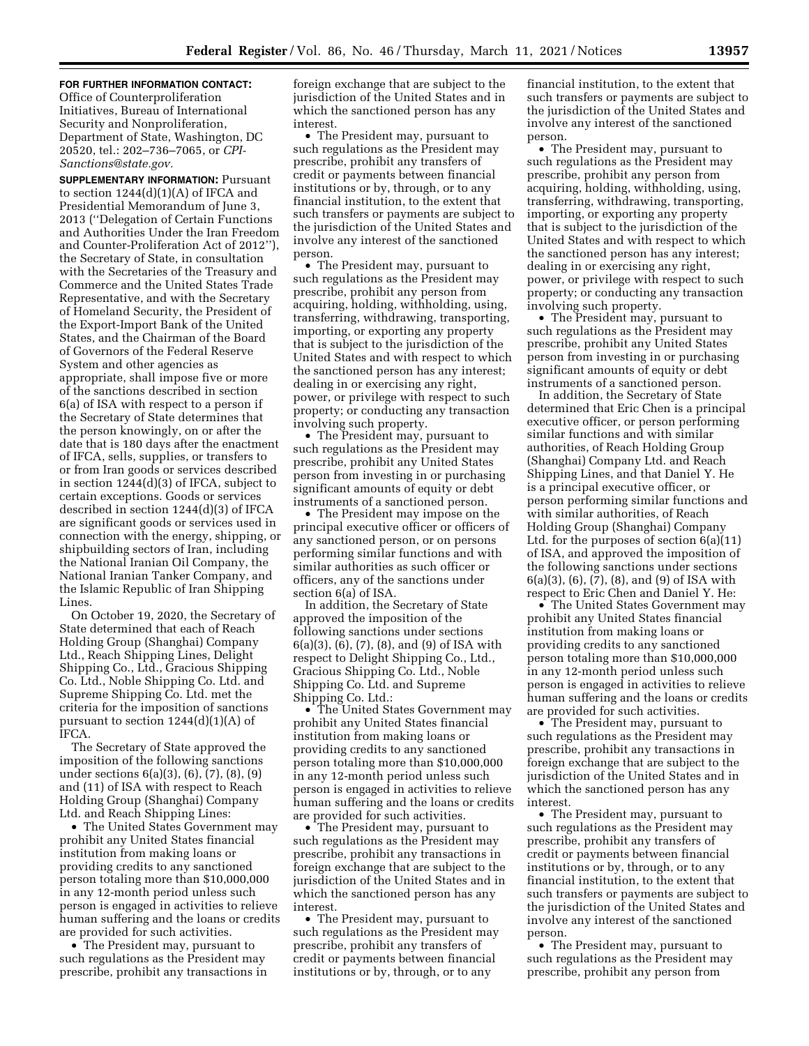**FOR FURTHER INFORMATION CONTACT:** Office of Counterproliferation Initiatives, Bureau of International Security and Nonproliferation, Department of State, Washington, DC 20520, tel.: 202–736–7065, or *CPI-Sanctions@state.gov.*

**SUPPLEMENTARY INFORMATION:** Pursuant to section 1244(d)(1)(A) of IFCA and Presidential Memorandum of June 3, 2013 (''Delegation of Certain Functions and Authorities Under the Iran Freedom and Counter-Proliferation Act of 2012''), the Secretary of State, in consultation with the Secretaries of the Treasury and Commerce and the United States Trade Representative, and with the Secretary of Homeland Security, the President of the Export-Import Bank of the United States, and the Chairman of the Board of Governors of the Federal Reserve System and other agencies as appropriate, shall impose five or more of the sanctions described in section 6(a) of ISA with respect to a person if the Secretary of State determines that the person knowingly, on or after the date that is 180 days after the enactment of IFCA, sells, supplies, or transfers to or from Iran goods or services described in section 1244(d)(3) of IFCA, subject to certain exceptions. Goods or services described in section 1244(d)(3) of IFCA are significant goods or services used in connection with the energy, shipping, or shipbuilding sectors of Iran, including the National Iranian Oil Company, the National Iranian Tanker Company, and the Islamic Republic of Iran Shipping Lines.

On October 19, 2020, the Secretary of State determined that each of Reach Holding Group (Shanghai) Company Ltd., Reach Shipping Lines, Delight Shipping Co., Ltd., Gracious Shipping Co. Ltd., Noble Shipping Co. Ltd. and Supreme Shipping Co. Ltd. met the criteria for the imposition of sanctions pursuant to section 1244(d)(1)(A) of IFCA.

The Secretary of State approved the imposition of the following sanctions under sections 6(a)(3), (6), (7), (8), (9) and (11) of ISA with respect to Reach Holding Group (Shanghai) Company Ltd. and Reach Shipping Lines:

- The United States Government may prohibit any United States financial institution from making loans or providing credits to any sanctioned person totaling more than $10,000,000 in any 12-month period unless such person is engaged in activities to relieve human suffering and the loans or credits are provided for such activities.
- The President may, pursuant to such regulations as the President may prescribe, prohibit any transactions in foreign exchange that are subject to the jurisdiction of the United States and in which the sanctioned person has any interest.
- The President may, pursuant to such regulations as the President may prescribe, prohibit any transfers of credit or payments between financial institutions or by, through, or to any financial institution, to the extent that such transfers or payments are subject to the jurisdiction of the United States and involve any interest of the sanctioned person.
- The President may, pursuant to such regulations as the President may prescribe, prohibit any person from acquiring, holding, withholding, using, transferring, withdrawing, transporting, importing, or exporting any property that is subject to the jurisdiction of the United States and with respect to which the sanctioned person has any interest; dealing in or exercising any right, power, or privilege with respect to such property; or conducting any transaction involving such property.
- The President may, pursuant to such regulations as the President may prescribe, prohibit any United States person from investing in or purchasing significant amounts of equity or debt instruments of a sanctioned person.
- The President may impose on the principal executive officer or officers of any sanctioned person, or on persons performing similar functions and with similar authorities as such officer or officers, any of the sanctions under section 6(a) of ISA.

In addition, the Secretary of State approved the imposition of the following sanctions under sections 6(a)(3), (6), (7), (8), and (9) of ISA with respect to Delight Shipping Co., Ltd., Gracious Shipping Co. Ltd., Noble Shipping Co. Ltd. and Supreme Shipping Co. Ltd.:

- The United States Government may prohibit any United States financial institution from making loans or providing credits to any sanctioned person totaling more than $10,000,000 in any 12-month period unless such person is engaged in activities to relieve human suffering and the loans or credits are provided for such activities.
- The President may, pursuant to such regulations as the President may prescribe, prohibit any transactions in foreign exchange that are subject to the jurisdiction of the United States and in which the sanctioned person has any interest.
- The President may, pursuant to such regulations as the President may prescribe, prohibit any transfers of credit or payments between financial institutions or by, through, or to any financial institution, to the extent that such transfers or payments are subject to the jurisdiction of the United States and involve any interest of the sanctioned person.
- The President may, pursuant to such regulations as the President may prescribe, prohibit any person from acquiring, holding, withholding, using, transferring, withdrawing, transporting, importing, or exporting any property that is subject to the jurisdiction of the United States and with respect to which the sanctioned person has any interest; dealing in or exercising any right, power, or privilege with respect to such property; or conducting any transaction involving such property.
- The President may, pursuant to such regulations as the President may prescribe, prohibit any United States person from investing in or purchasing significant amounts of equity or debt instruments of a sanctioned person.

In addition, the Secretary of State determined that Eric Chen is a principal executive officer, or person performing similar functions and with similar authorities, of Reach Holding Group (Shanghai) Company Ltd. and Reach Shipping Lines, and that Daniel Y. He is a principal executive officer, or person performing similar functions and with similar authorities, of Reach Holding Group (Shanghai) Company Ltd. for the purposes of section 6(a)(11) of ISA, and approved the imposition of the following sanctions under sections 6(a)(3), (6), (7), (8), and (9) of ISA with respect to Eric Chen and Daniel Y. He:

- The United States Government may prohibit any United States financial institution from making loans or providing credits to any sanctioned person totaling more than $10,000,000 in any 12-month period unless such person is engaged in activities to relieve human suffering and the loans or credits are provided for such activities.
- The President may, pursuant to such regulations as the President may prescribe, prohibit any transactions in foreign exchange that are subject to the jurisdiction of the United States and in which the sanctioned person has any interest.
- The President may, pursuant to such regulations as the President may prescribe, prohibit any transfers of credit or payments between financial institutions or by, through, or to any financial institution, to the extent that such transfers or payments are subject to the jurisdiction of the United States and involve any interest of the sanctioned person.
- The President may, pursuant to such regulations as the President may prescribe, prohibit any person from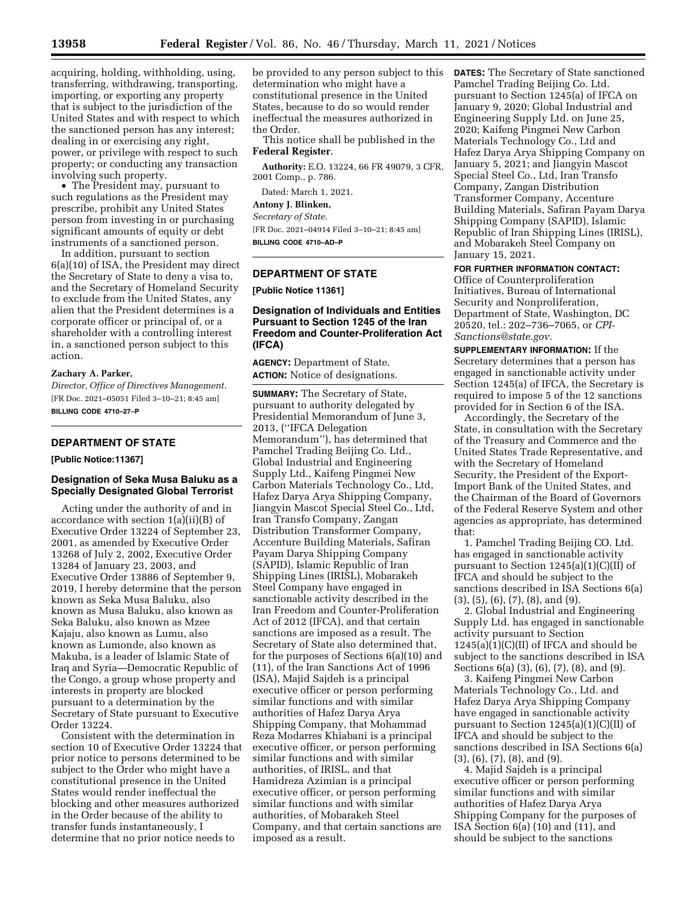acquiring, holding, withholding, using, transferring, withdrawing, transporting, importing, or exporting any property that is subject to the jurisdiction of the United States and with respect to which the sanctioned person has any interest; dealing in or exercising any right, power, or privilege with respect to such property; or conducting any transaction involving such property.

- The President may, pursuant to such regulations as the President may prescribe, prohibit any United States person from investing in or purchasing significant amounts of equity or debt instruments of a sanctioned person.

In addition, pursuant to section 6(a)(10) of ISA, the President may direct the Secretary of State to deny a visa to, and the Secretary of Homeland Security to exclude from the United States, any alien that the President determines is a corporate officer or principal of, or a shareholder with a controlling interest in, a sanctioned person subject to this action.

**Zachary A. Parker,**

*Director, Office of Directives Management.*

[FR Doc. 2021–05051 Filed 3–10–21; 8:45 am]

**BILLING CODE 4710–27–P**

## DEPARTMENT OF STATE

**[Public Notice:11367]**

### Designation of Seka Musa Baluku as a Specially Designated Global Terrorist

Acting under the authority of and in accordance with section 1(a)(ii)(B) of Executive Order 13224 of September 23, 2001, as amended by Executive Order 13268 of July 2, 2002, Executive Order 13284 of January 23, 2003, and Executive Order 13886 of September 9, 2019, I hereby determine that the person known as Seka Musa Baluku, also known as Musa Baluku, also known as Seka Baluku, also known as Mzee Kajaju, also known as Lumu, also known as Lumonde, also known as Makuba, is a leader of Islamic State of Iraq and Syria—Democratic Republic of the Congo, a group whose property and interests in property are blocked pursuant to a determination by the Secretary of State pursuant to Executive Order 13224.

Consistent with the determination in section 10 of Executive Order 13224 that prior notice to persons determined to be subject to the Order who might have a constitutional presence in the United States would render ineffectual the blocking and other measures authorized in the Order because of the ability to transfer funds instantaneously, I determine that no prior notice needs to be provided to any person subject to this determination who might have a constitutional presence in the United States, because to do so would render ineffectual the measures authorized in the Order.

This notice shall be published in the **Federal Register**.

**Authority:** E.O. 13224, 66 FR 49079, 3 CFR, 2001 Comp., p. 786.

Dated: March 1, 2021.

**Antony J. Blinken,**

*Secretary of State.*

[FR Doc. 2021–04914 Filed 3–10–21; 8:45 am]

**BILLING CODE 4710–AD–P**

## DEPARTMENT OF STATE

**[Public Notice 11361]**

### Designation of Individuals and Entities Pursuant to Section 1245 of the Iran Freedom and Counter-Proliferation Act (IFCA)

**AGENCY:** Department of State.

**ACTION:** Notice of designations.

**SUMMARY:** The Secretary of State, pursuant to authority delegated by Presidential Memorandum of June 3, 2013, (''IFCA Delegation Memorandum''), has determined that Pamchel Trading Beijing Co. Ltd., Global Industrial and Engineering Supply Ltd., Kaifeng Pingmei New Carbon Materials Technology Co., Ltd, Hafez Darya Arya Shipping Company, Jiangyin Mascot Special Steel Co., Ltd, Iran Transfo Company, Zangan Distribution Transformer Company, Accenture Building Materials, Safiran Payam Darya Shipping Company (SAPID), Islamic Republic of Iran Shipping Lines (IRISL), Mobarakeh Steel Company have engaged in sanctionable activity described in the Iran Freedom and Counter-Proliferation Act of 2012 (IFCA), and that certain sanctions are imposed as a result. The Secretary of State also determined that, for the purposes of Sections 6(a)(10) and (11), of the Iran Sanctions Act of 1996 (ISA), Majid Sajdeh is a principal executive officer or person performing similar functions and with similar authorities of Hafez Darya Arya Shipping Company, that Mohammad Reza Modarres Khiabani is a principal executive officer, or person performing similar functions and with similar authorities, of IRISL, and that Hamidreza Azimian is a principal executive officer, or person performing similar functions and with similar authorities, of Mobarakeh Steel Company, and that certain sanctions are imposed as a result.

**DATES:** The Secretary of State sanctioned Pamchel Trading Beijing Co. Ltd. pursuant to Section 1245(a) of IFCA on January 9, 2020; Global Industrial and Engineering Supply Ltd. on June 25, 2020; Kaifeng Pingmei New Carbon Materials Technology Co., Ltd and Hafez Darya Arya Shipping Company on January 5, 2021; and Jiangyin Mascot Special Steel Co., Ltd, Iran Transfo Company, Zangan Distribution Transformer Company, Accenture Building Materials, Safiran Payam Darya Shipping Company (SAPID), Islamic Republic of Iran Shipping Lines (IRISL), and Mobarakeh Steel Company on January 15, 2021.

**FOR FURTHER INFORMATION CONTACT:** Office of Counterproliferation Initiatives, Bureau of International Security and Nonproliferation, Department of State, Washington, DC 20520, tel.: 202–736–7065, or *CPI-Sanctions@state.gov.*

**SUPPLEMENTARY INFORMATION:** If the Secretary determines that a person has engaged in sanctionable activity under Section 1245(a) of IFCA, the Secretary is required to impose 5 of the 12 sanctions provided for in Section 6 of the ISA.

Accordingly, the Secretary of the State, in consultation with the Secretary of the Treasury and Commerce and the United States Trade Representative, and with the Secretary of Homeland Security, the President of the Export-Import Bank of the United States, and the Chairman of the Board of Governors of the Federal Reserve System and other agencies as appropriate, has determined that:

1. Pamchel Trading Beijing CO. Ltd. has engaged in sanctionable activity pursuant to Section 1245(a)(1)(C)(II) of IFCA and should be subject to the sanctions described in ISA Sections 6(a) (3), (5), (6), (7), (8), and (9).

2. Global Industrial and Engineering Supply Ltd. has engaged in sanctionable activity pursuant to Section 1245(a)(1)(C)(II) of IFCA and should be subject to the sanctions described in ISA Sections 6(a) (3), (6), (7), (8), and (9).

3. Kaifeng Pingmei New Carbon Materials Technology Co., Ltd. and Hafez Darya Arya Shipping Company have engaged in sanctionable activity pursuant to Section 1245(a)(1)(C)(II) of IFCA and should be subject to the sanctions described in ISA Sections 6(a) (3), (6), (7), (8), and (9).

4. Majid Sajdeh is a principal executive officer or person performing similar functions and with similar authorities of Hafez Darya Arya Shipping Company for the purposes of ISA Section 6(a) (10) and (11), and should be subject to the sanctions